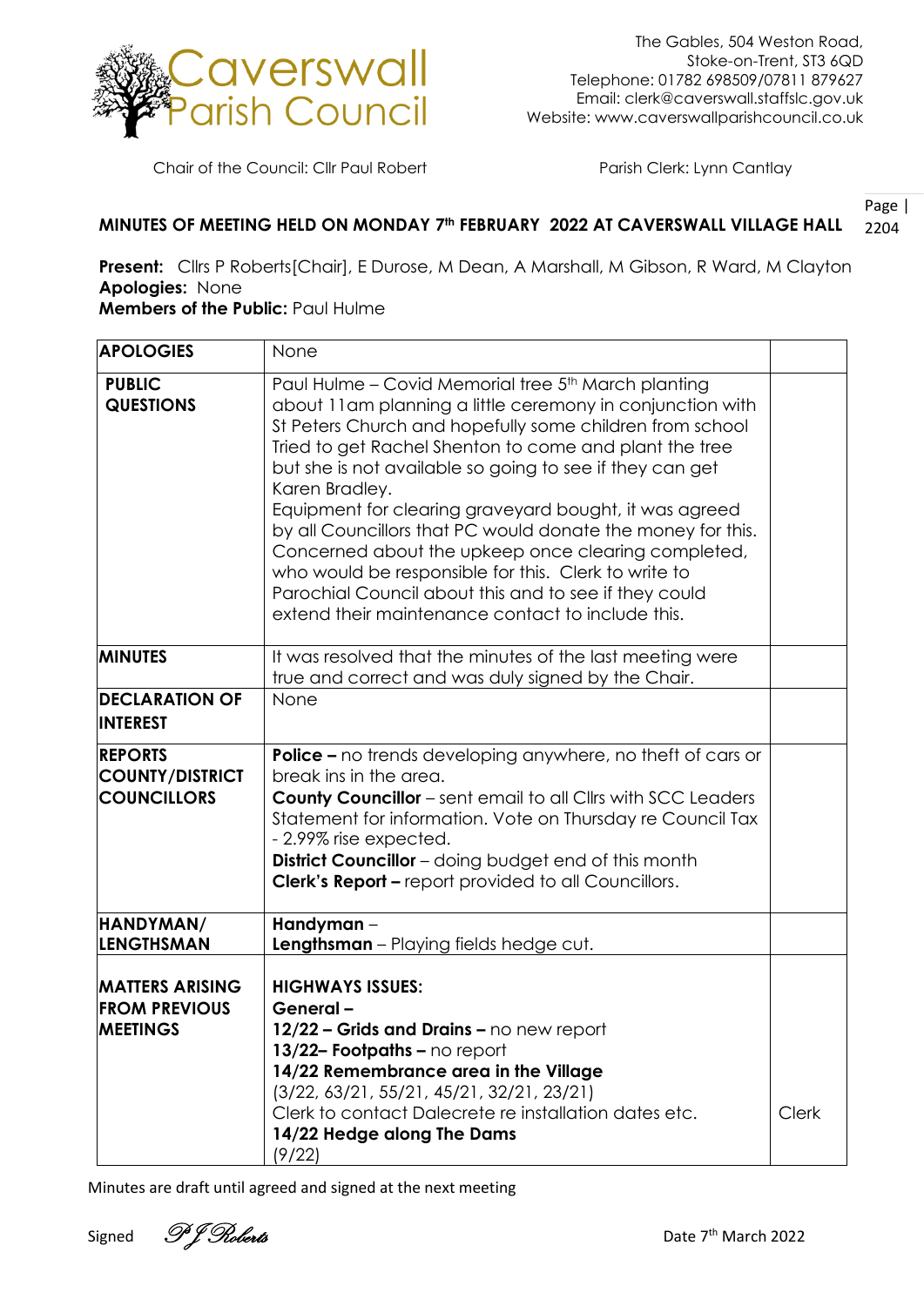# Caverswall Parish Council

The Gables, 504 Weston Road,
Stoke-on-Trent, ST3 6QD
Telephone: 01782 698509/07811 879627
Email: clerk@caverswall.staffslc.gov.uk
Website: www.caverswallparishcouncil.co.uk

Chair of the Council: Cllr Paul Robert

Parish Clerk: Lynn Cantlay

Page | 2204

## MINUTES OF MEETING HELD ON MONDAY 7th FEBRUARY 2022 AT CAVERSWALL VILLAGE HALL

**Present:** Cllrs P Roberts[Chair], E Durose, M Dean, A Marshall, M Gibson, R Ward, M Clayton
**Apologies:** None
**Members of the Public:** Paul Hulme

| **APOLOGIES** | None | |
|---|---|---|
| **PUBLIC QUESTIONS** | Paul Hulme – Covid Memorial tree 5th March planting about 11am planning a little ceremony in conjunction with St Peters Church and hopefully some children from school Tried to get Rachel Shenton to come and plant the tree but she is not available so going to see if they can get Karen Bradley.<br>Equipment for clearing graveyard bought, it was agreed by all Councillors that PC would donate the money for this. Concerned about the upkeep once clearing completed, who would be responsible for this. Clerk to write to Parochial Council about this and to see if they could extend their maintenance contact to include this. | |
| **MINUTES** | It was resolved that the minutes of the last meeting were true and correct and was duly signed by the Chair. | |
| **DECLARATION OF INTEREST** | None | |
| **REPORTS COUNTY/DISTRICT COUNCILLORS** | **Police –** no trends developing anywhere, no theft of cars or break ins in the area.<br>**County Councillor** – sent email to all Cllrs with SCC Leaders Statement for information. Vote on Thursday re Council Tax - 2.99% rise expected.<br>**District Councillor** – doing budget end of this month<br>**Clerk's Report –** report provided to all Councillors. | |
| **HANDYMAN/ LENGTHSMAN** | **Handyman** –<br>**Lengthsman** – Playing fields hedge cut. | |
| **MATTERS ARISING FROM PREVIOUS MEETINGS** | **HIGHWAYS ISSUES:**<br>**General –**<br>**12/22 – Grids and Drains –** no new report<br>**13/22– Footpaths –** no report<br>**14/22 Remembrance area in the Village**<br>(3/22, 63/21, 55/21, 45/21, 32/21, 23/21)<br>Clerk to contact Dalecrete re installation dates etc.<br>**14/22 Hedge along The Dams**<br>(9/22) | Clerk |

Minutes are draft until agreed and signed at the next meeting

Signed *PJ Roberts*

Date 7th March 2022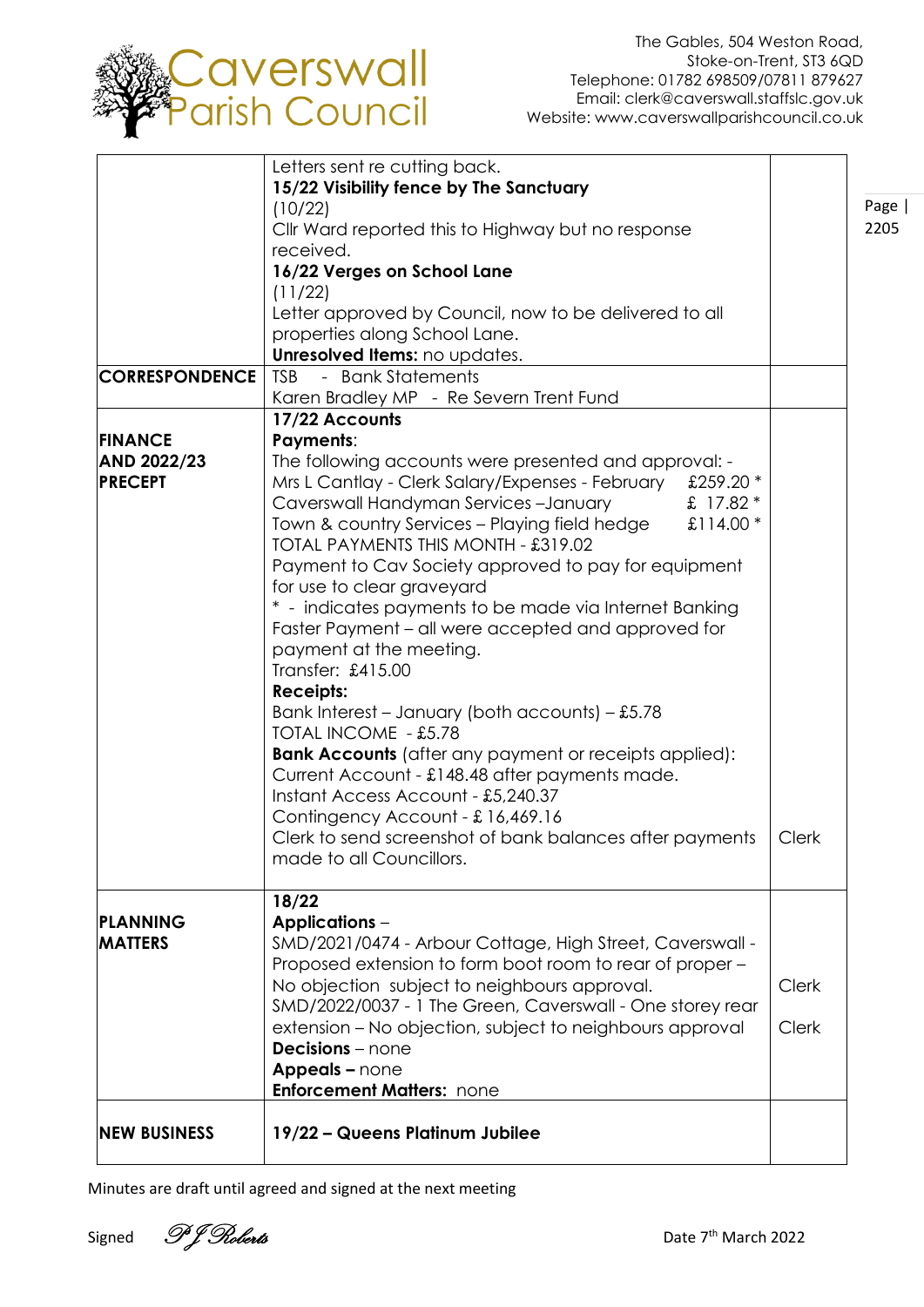| | | |
|---|---|---|
| | Letters sent re cutting back.<br>**15/22 Visibility fence by The Sanctuary**<br>(10/22)<br>Cllr Ward reported this to Highway but no response received.<br>**16/22 Verges on School Lane**<br>(11/22)<br>Letter approved by Council, now to be delivered to all properties along School Lane.<br>**Unresolved Items:** no updates. | |
| **CORRESPONDENCE** | TSB - Bank Statements<br>Karen Bradley MP - Re Severn Trent Fund | |
| **FINANCE AND 2022/23 PRECEPT** | **17/22 Accounts**<br>**Payments**:<br>The following accounts were presented and approval: -<br>Mrs L Cantlay - Clerk Salary/Expenses - February £259.20 *<br>Caverswall Handyman Services –January £ 17.82 *<br>Town & country Services – Playing field hedge £114.00 *<br>TOTAL PAYMENTS THIS MONTH - £319.02<br>Payment to Cav Society approved to pay for equipment for use to clear graveyard<br>* - indicates payments to be made via Internet Banking Faster Payment – all were accepted and approved for payment at the meeting.<br>Transfer: £415.00<br>**Receipts:**<br>Bank Interest – January (both accounts) – £5.78<br>TOTAL INCOME - £5.78<br>**Bank Accounts** (after any payment or receipts applied):<br>Current Account - £148.48 after payments made.<br>Instant Access Account - £5,240.37<br>Contingency Account - £ 16,469.16<br>Clerk to send screenshot of bank balances after payments made to all Councillors. | Clerk |
| **PLANNING MATTERS** | **18/22**<br>**Applications** –<br>SMD/2021/0474 - Arbour Cottage, High Street, Caverswall - Proposed extension to form boot room to rear of proper – No objection subject to neighbours approval.<br>SMD/2022/0037 - 1 The Green, Caverswall - One storey rear extension – No objection, subject to neighbours approval<br>**Decisions** – none<br>**Appeals –** none<br>**Enforcement Matters:** none | Clerk<br><br>Clerk |
| **NEW BUSINESS** | **19/22 – Queens Platinum Jubilee** | |

Minutes are draft until agreed and signed at the next meeting

Signed *PJ Roberts* Date 7th March 2022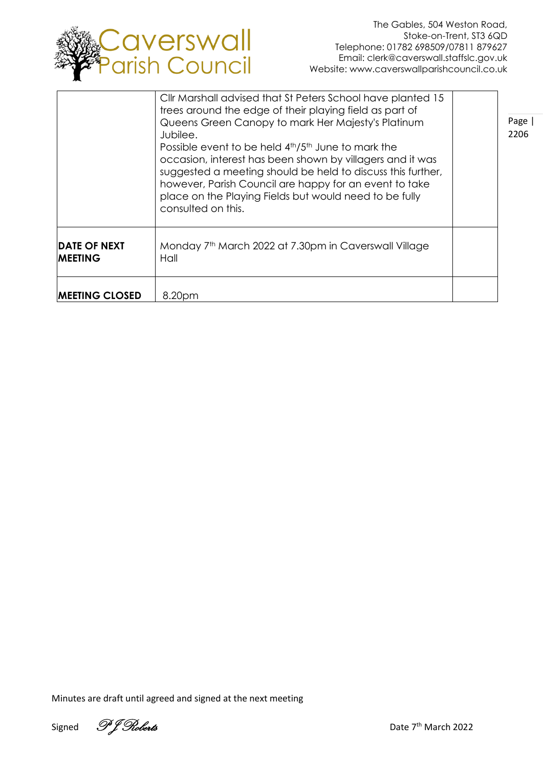| | | |
|---|---|---|
| | Cllr Marshall advised that St Peters School have planted 15 trees around the edge of their playing field as part of Queens Green Canopy to mark Her Majesty's Platinum Jubilee. Possible event to be held 4th/5th June to mark the occasion, interest has been shown by villagers and it was suggested a meeting should be held to discuss this further, however, Parish Council are happy for an event to take place on the Playing Fields but would need to be fully consulted on this. | |
| **DATE OF NEXT MEETING** | Monday 7th March 2022 at 7.30pm in Caverswall Village Hall | |
| **MEETING CLOSED** | 8.20pm | |

Minutes are draft until agreed and signed at the next meeting

Signed *P J Roberts* Date 7th March 2022